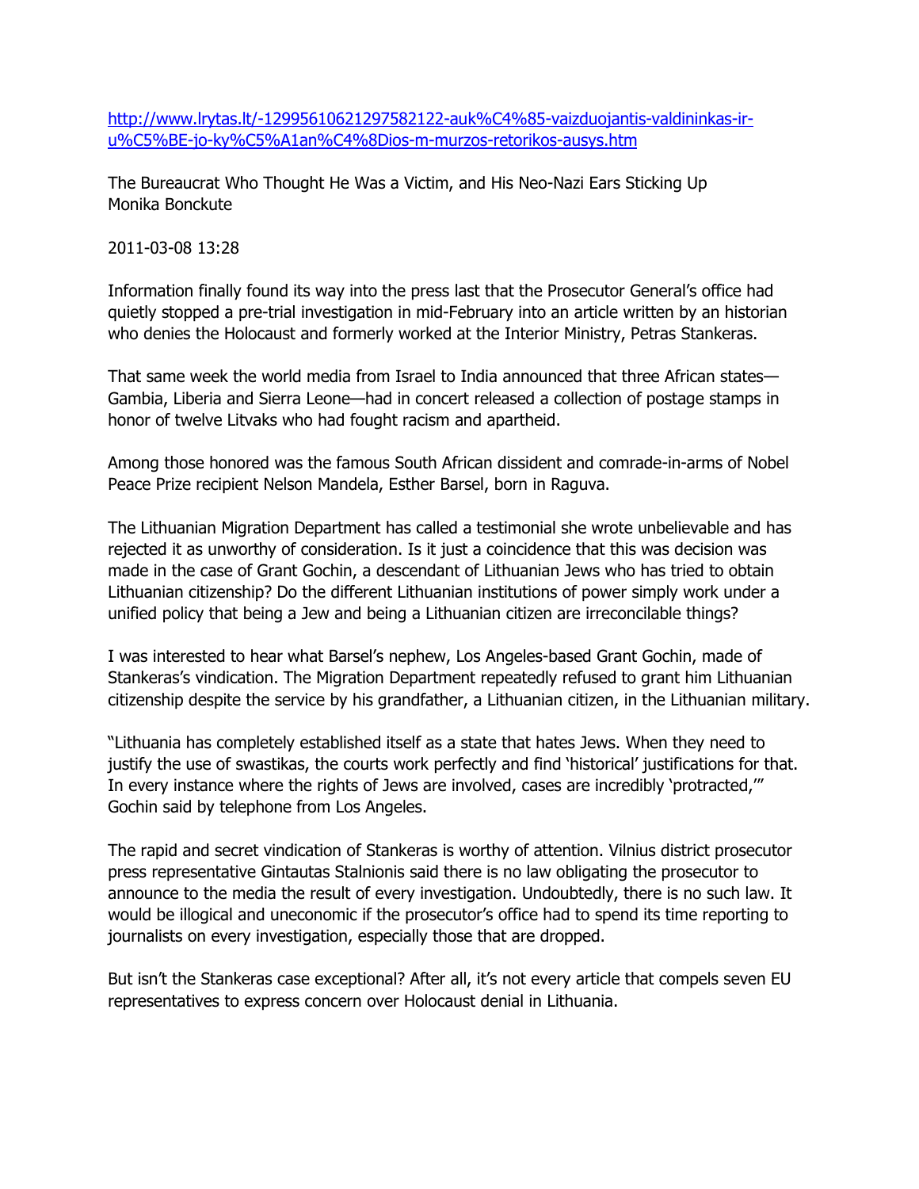http://www.lrytas.lt/-12995610621297582122-auk%C4%85-vaizduojantis-valdininkas-ir-u%C5%BE-jo-ky%C5%A1an%C4%8Dios-m-murzos-retorikos-ausys.htm

The Bureaucrat Who Thought He Was a Victim, and His Neo-Nazi Ears Sticking Up
Monika Bonckute

2011-03-08 13:28

Information finally found its way into the press last that the Prosecutor General's office had quietly stopped a pre-trial investigation in mid-February into an article written by an historian who denies the Holocaust and formerly worked at the Interior Ministry, Petras Stankeras.

That same week the world media from Israel to India announced that three African states—Gambia, Liberia and Sierra Leone—had in concert released a collection of postage stamps in honor of twelve Litvaks who had fought racism and apartheid.

Among those honored was the famous South African dissident and comrade-in-arms of Nobel Peace Prize recipient Nelson Mandela, Esther Barsel, born in Raguva.

The Lithuanian Migration Department has called a testimonial she wrote unbelievable and has rejected it as unworthy of consideration. Is it just a coincidence that this was decision was made in the case of Grant Gochin, a descendant of Lithuanian Jews who has tried to obtain Lithuanian citizenship? Do the different Lithuanian institutions of power simply work under a unified policy that being a Jew and being a Lithuanian citizen are irreconcilable things?

I was interested to hear what Barsel's nephew, Los Angeles-based Grant Gochin, made of Stankeras's vindication. The Migration Department repeatedly refused to grant him Lithuanian citizenship despite the service by his grandfather, a Lithuanian citizen, in the Lithuanian military.

"Lithuania has completely established itself as a state that hates Jews. When they need to justify the use of swastikas, the courts work perfectly and find 'historical' justifications for that. In every instance where the rights of Jews are involved, cases are incredibly 'protracted,'" Gochin said by telephone from Los Angeles.

The rapid and secret vindication of Stankeras is worthy of attention. Vilnius district prosecutor press representative Gintautas Stalnionis said there is no law obligating the prosecutor to announce to the media the result of every investigation. Undoubtedly, there is no such law. It would be illogical and uneconomic if the prosecutor's office had to spend its time reporting to journalists on every investigation, especially those that are dropped.

But isn't the Stankeras case exceptional? After all, it's not every article that compels seven EU representatives to express concern over Holocaust denial in Lithuania.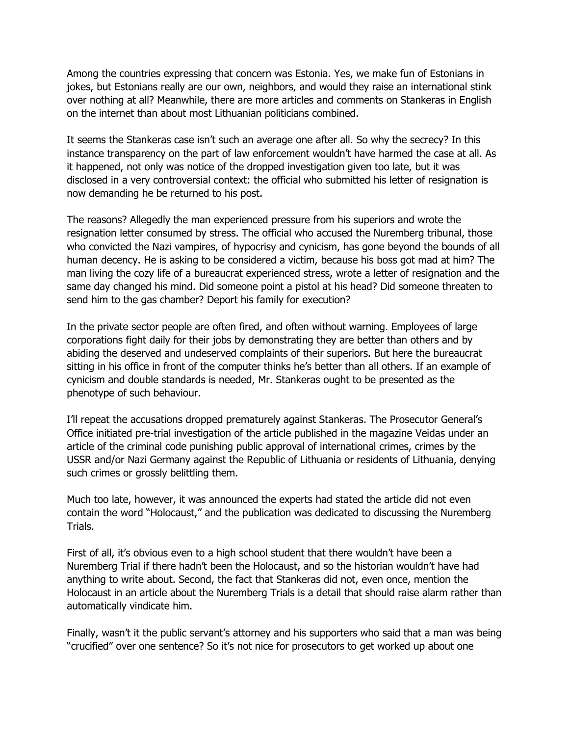Among the countries expressing that concern was Estonia. Yes, we make fun of Estonians in jokes, but Estonians really are our own, neighbors, and would they raise an international stink over nothing at all? Meanwhile, there are more articles and comments on Stankeras in English on the internet than about most Lithuanian politicians combined.

It seems the Stankeras case isn't such an average one after all. So why the secrecy? In this instance transparency on the part of law enforcement wouldn't have harmed the case at all. As it happened, not only was notice of the dropped investigation given too late, but it was disclosed in a very controversial context: the official who submitted his letter of resignation is now demanding he be returned to his post.

The reasons? Allegedly the man experienced pressure from his superiors and wrote the resignation letter consumed by stress. The official who accused the Nuremberg tribunal, those who convicted the Nazi vampires, of hypocrisy and cynicism, has gone beyond the bounds of all human decency. He is asking to be considered a victim, because his boss got mad at him? The man living the cozy life of a bureaucrat experienced stress, wrote a letter of resignation and the same day changed his mind. Did someone point a pistol at his head? Did someone threaten to send him to the gas chamber? Deport his family for execution?

In the private sector people are often fired, and often without warning. Employees of large corporations fight daily for their jobs by demonstrating they are better than others and by abiding the deserved and undeserved complaints of their superiors. But here the bureaucrat sitting in his office in front of the computer thinks he's better than all others. If an example of cynicism and double standards is needed, Mr. Stankeras ought to be presented as the phenotype of such behaviour.

I'll repeat the accusations dropped prematurely against Stankeras. The Prosecutor General's Office initiated pre-trial investigation of the article published in the magazine Veidas under an article of the criminal code punishing public approval of international crimes, crimes by the USSR and/or Nazi Germany against the Republic of Lithuania or residents of Lithuania, denying such crimes or grossly belittling them.

Much too late, however, it was announced the experts had stated the article did not even contain the word "Holocaust," and the publication was dedicated to discussing the Nuremberg Trials.

First of all, it's obvious even to a high school student that there wouldn't have been a Nuremberg Trial if there hadn't been the Holocaust, and so the historian wouldn't have had anything to write about. Second, the fact that Stankeras did not, even once, mention the Holocaust in an article about the Nuremberg Trials is a detail that should raise alarm rather than automatically vindicate him.

Finally, wasn't it the public servant's attorney and his supporters who said that a man was being "crucified" over one sentence? So it's not nice for prosecutors to get worked up about one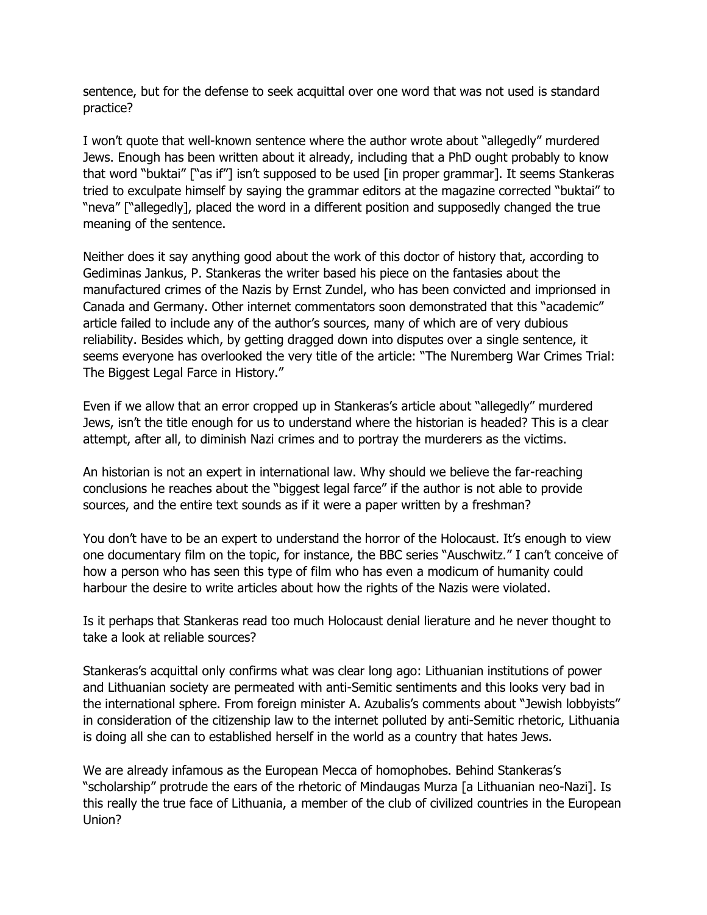sentence, but for the defense to seek acquittal over one word that was not used is standard practice?

I won't quote that well-known sentence where the author wrote about "allegedly" murdered Jews. Enough has been written about it already, including that a PhD ought probably to know that word "buktai" ["as if"] isn't supposed to be used [in proper grammar]. It seems Stankeras tried to exculpate himself by saying the grammar editors at the magazine corrected "buktai" to "neva" ["allegedly], placed the word in a different position and supposedly changed the true meaning of the sentence.

Neither does it say anything good about the work of this doctor of history that, according to Gediminas Jankus, P. Stankeras the writer based his piece on the fantasies about the manufactured crimes of the Nazis by Ernst Zundel, who has been convicted and imprisoned in Canada and Germany. Other internet commentators soon demonstrated that this "academic" article failed to include any of the author's sources, many of which are of very dubious reliability. Besides which, by getting dragged down into disputes over a single sentence, it seems everyone has overlooked the very title of the article: "The Nuremberg War Crimes Trial: The Biggest Legal Farce in History."

Even if we allow that an error cropped up in Stankeras's article about "allegedly" murdered Jews, isn't the title enough for us to understand where the historian is headed? This is a clear attempt, after all, to diminish Nazi crimes and to portray the murderers as the victims.

An historian is not an expert in international law. Why should we believe the far-reaching conclusions he reaches about the "biggest legal farce" if the author is not able to provide sources, and the entire text sounds as if it were a paper written by a freshman?

You don't have to be an expert to understand the horror of the Holocaust. It's enough to view one documentary film on the topic, for instance, the BBC series "Auschwitz." I can't conceive of how a person who has seen this type of film who has even a modicum of humanity could harbour the desire to write articles about how the rights of the Nazis were violated.

Is it perhaps that Stankeras read too much Holocaust denial lierature and he never thought to take a look at reliable sources?

Stankeras's acquittal only confirms what was clear long ago: Lithuanian institutions of power and Lithuanian society are permeated with anti-Semitic sentiments and this looks very bad in the international sphere. From foreign minister A. Azubalis's comments about "Jewish lobbyists" in consideration of the citizenship law to the internet polluted by anti-Semitic rhetoric, Lithuania is doing all she can to established herself in the world as a country that hates Jews.

We are already infamous as the European Mecca of homophobes. Behind Stankeras's "scholarship" protrude the ears of the rhetoric of Mindaugas Murza [a Lithuanian neo-Nazi]. Is this really the true face of Lithuania, a member of the club of civilized countries in the European Union?